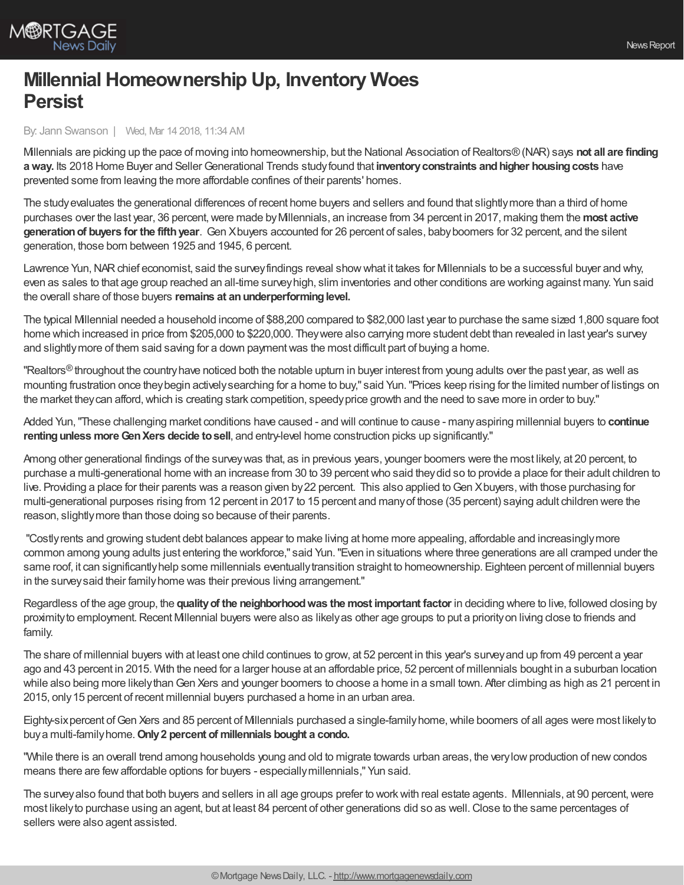# Millennial Homeownership Up, Inventory Woes Persist

By: Jann Swanson | Wed, Mar 14 2018, 11:34 AM

Millennials are picking up the pace of moving into homeownership, but the National Association of Realtors® (NAR) says **not all are finding a way.** Its 2018 Home Buyer and Seller Generational Trends study found that **inventory constraints and higher housing costs** have prevented some from leaving the more affordable confines of their parents' homes.

The study evaluates the generational differences of recent home buyers and sellers and found that slightly more than a third of home purchases over the last year, 36 percent, were made by Millennials, an increase from 34 percent in 2017, making them the **most active generation of buyers for the fifth year**. Gen X buyers accounted for 26 percent of sales, baby boomers for 32 percent, and the silent generation, those born between 1925 and 1945, 6 percent.

Lawrence Yun, NAR chief economist, said the survey findings reveal show what it takes for Millennials to be a successful buyer and why, even as sales to that age group reached an all-time survey high, slim inventories and other conditions are working against many. Yun said the overall share of those buyers **remains at an underperforming level.**

The typical Millennial needed a household income of $88,200 compared to $82,000 last year to purchase the same sized 1,800 square foot home which increased in price from $205,000 to $220,000. They were also carrying more student debt than revealed in last year's survey and slightly more of them said saving for a down payment was the most difficult part of buying a home.

"Realtors® throughout the country have noticed both the notable upturn in buyer interest from young adults over the past year, as well as mounting frustration once they begin actively searching for a home to buy," said Yun. "Prices keep rising for the limited number of listings on the market they can afford, which is creating stark competition, speedy price growth and the need to save more in order to buy."

Added Yun, "These challenging market conditions have caused - and will continue to cause - many aspiring millennial buyers to **continue renting unless more Gen Xers decide to sell**, and entry-level home construction picks up significantly."

Among other generational findings of the survey was that, as in previous years, younger boomers were the most likely, at 20 percent, to purchase a multi-generational home with an increase from 30 to 39 percent who said they did so to provide a place for their adult children to live. Providing a place for their parents was a reason given by 22 percent. This also applied to Gen X buyers, with those purchasing for multi-generational purposes rising from 12 percent in 2017 to 15 percent and many of those (35 percent) saying adult children were the reason, slightly more than those doing so because of their parents.

"Costly rents and growing student debt balances appear to make living at home more appealing, affordable and increasingly more common among young adults just entering the workforce," said Yun. "Even in situations where three generations are all cramped under the same roof, it can significantly help some millennials eventually transition straight to homeownership. Eighteen percent of millennial buyers in the survey said their family home was their previous living arrangement."

Regardless of the age group, the **quality of the neighborhood was the most important factor** in deciding where to live, followed closing by proximity to employment. Recent Millennial buyers were also as likely as other age groups to put a priority on living close to friends and family.

The share of millennial buyers with at least one child continues to grow, at 52 percent in this year's survey and up from 49 percent a year ago and 43 percent in 2015. With the need for a larger house at an affordable price, 52 percent of millennials bought in a suburban location while also being more likely than Gen Xers and younger boomers to choose a home in a small town. After climbing as high as 21 percent in 2015, only 15 percent of recent millennial buyers purchased a home in an urban area.

Eighty-six percent of Gen Xers and 85 percent of Millennials purchased a single-family home, while boomers of all ages were most likely to buy a multi-family home. **Only 2 percent of millennials bought a condo.**

"While there is an overall trend among households young and old to migrate towards urban areas, the very low production of new condos means there are few affordable options for buyers - especially millennials," Yun said.

The survey also found that both buyers and sellers in all age groups prefer to work with real estate agents. Millennials, at 90 percent, were most likely to purchase using an agent, but at least 84 percent of other generations did so as well. Close to the same percentages of sellers were also agent assisted.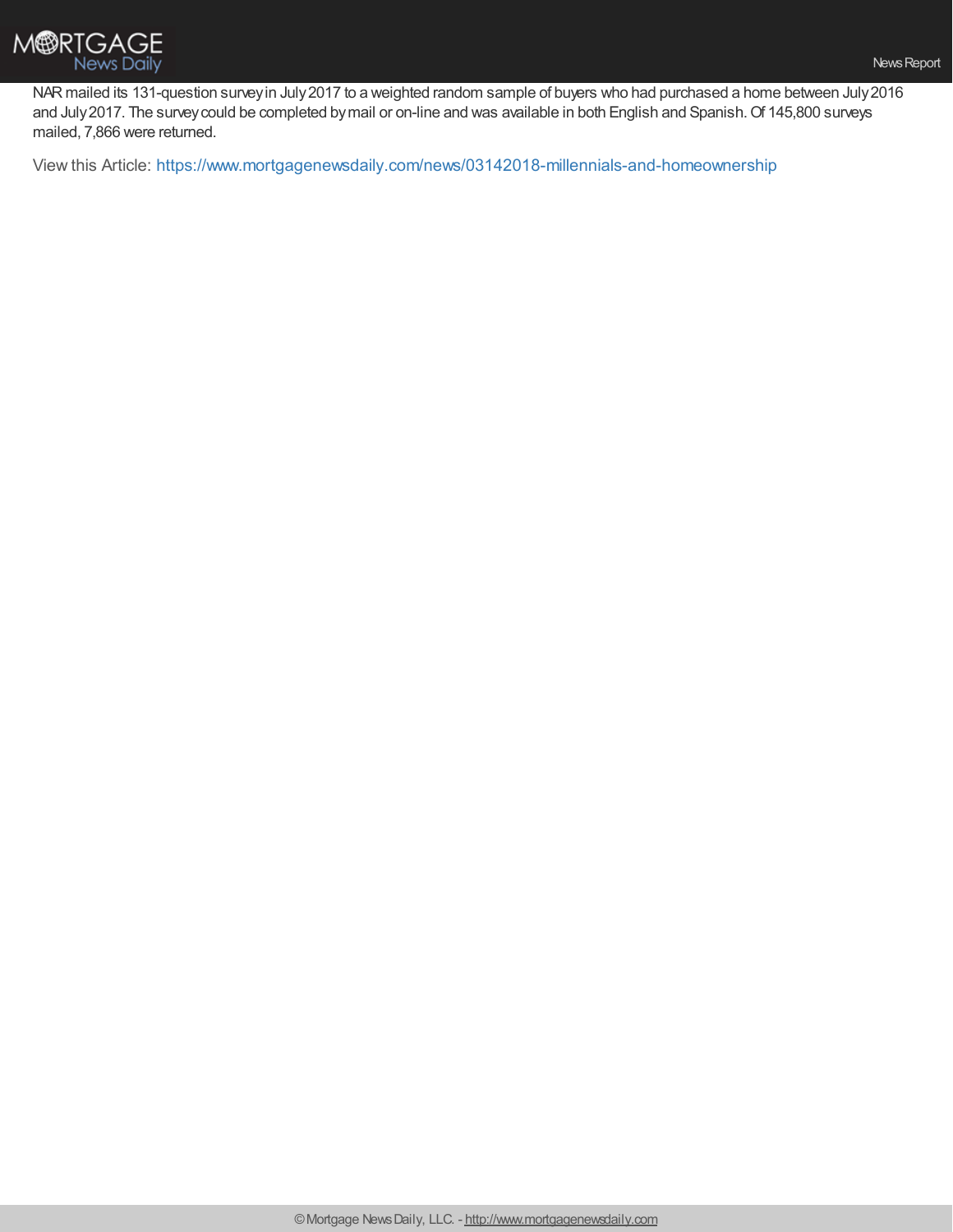NAR mailed its 131-question survey in July 2017 to a weighted random sample of buyers who had purchased a home between July 2016 and July 2017. The survey could be completed by mail or on-line and was available in both English and Spanish. Of 145,800 surveys mailed, 7,866 were returned.

View this Article: https://www.mortgagenewsdaily.com/news/03142018-millennials-and-homeownership